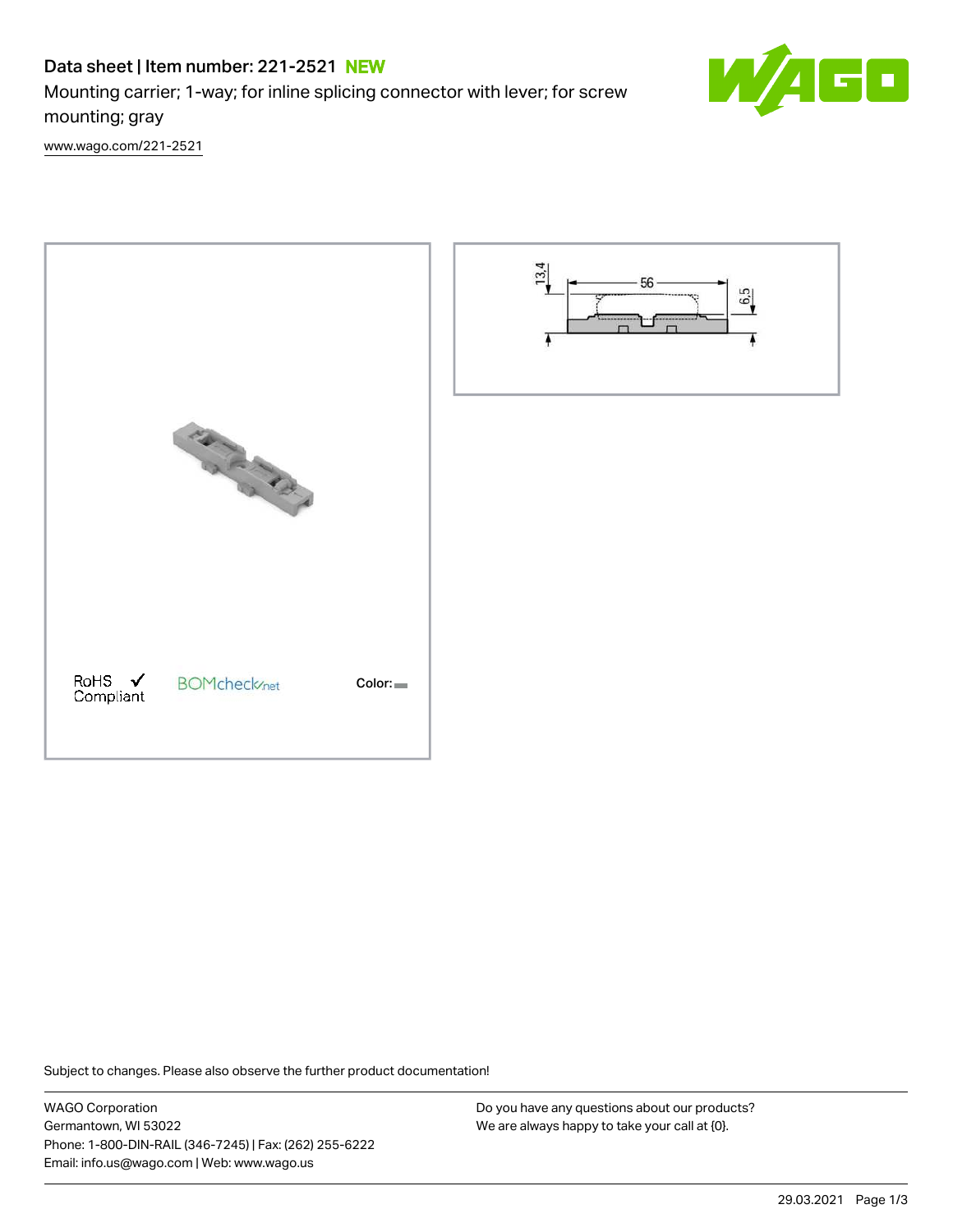# Data sheet | Item number: 221-2521 NEW

Mounting carrier; 1-way; for inline splicing connector with lever; for screw mounting; gray

www.wago.com/221-2521

13,4

56

6,5

RoHS Compliant

BOMcheck.net

Color:

Subject to changes. Please also observe the further product documentation!

WAGO Corporation
Germantown, WI 53022
Phone: 1-800-DIN-RAIL (346-7245) | Fax: (262) 255-6222
Email: info.us@wago.com | Web: www.wago.us

Do you have any questions about our products?
We are always happy to take your call at {0}.

29.03.2021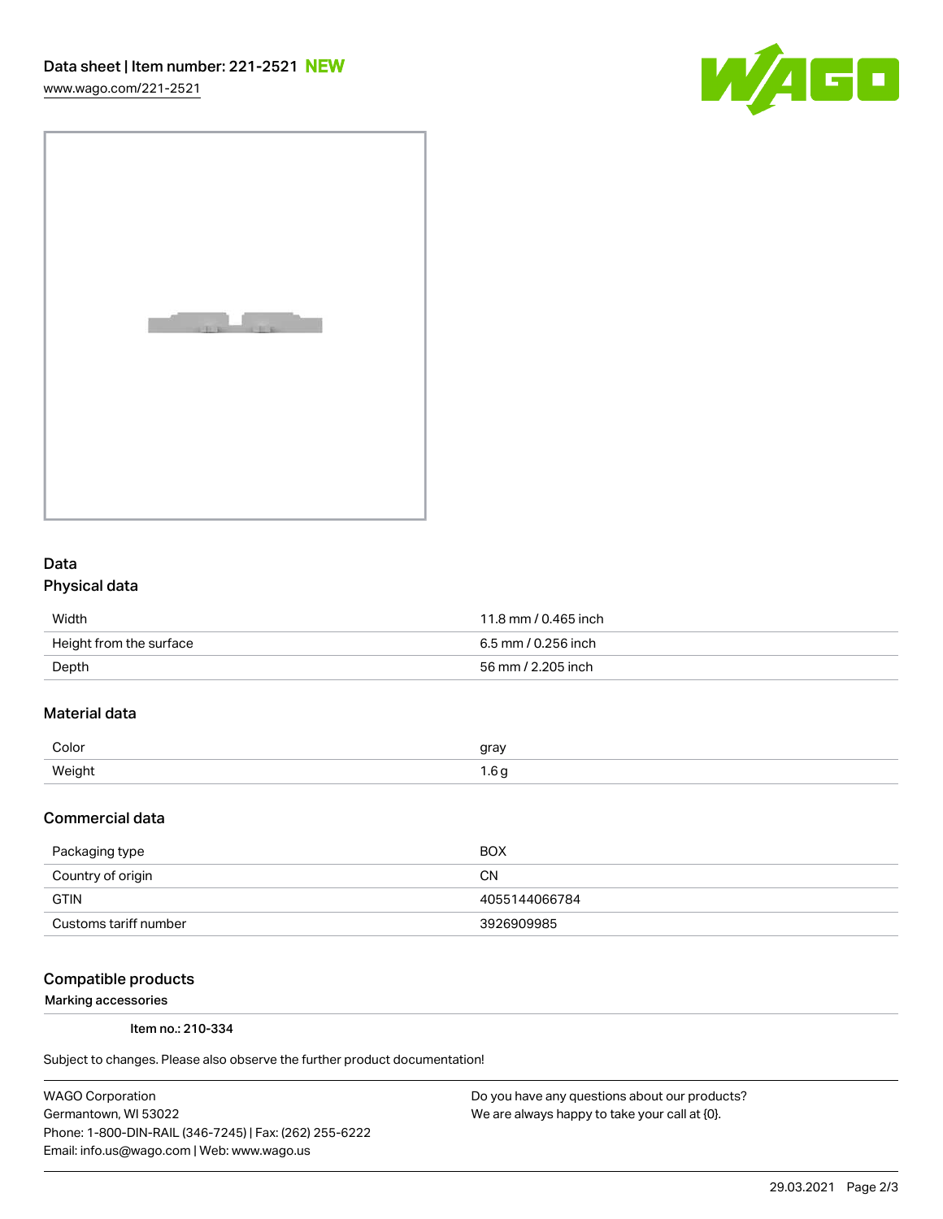Data sheet | Item number: 221-2521 NEW

www.wago.com/221-2521

## Data

### Physical data

| | |
|---|---|
| Width | 11.8 mm / 0.465 inch |
| Height from the surface | 6.5 mm / 0.256 inch |
| Depth | 56 mm / 2.205 inch |

### Material data

| | |
|---|---|
| Color | gray |
| Weight | 1.6 g |

### Commercial data

| | |
|---|---|
| Packaging type | BOX |
| Country of origin | CN |
| GTIN | 4055144066784 |
| Customs tariff number | 3926909985 |

### Compatible products

Marking accessories

Item no.: 210-334

Subject to changes. Please also observe the further product documentation!

WAGO Corporation
Germantown, WI 53022
Phone: 1-800-DIN-RAIL (346-7245) | Fax: (262) 255-6222
Email: info.us@wago.com | Web: www.wago.us

Do you have any questions about our products?
We are always happy to take your call at {0}.

29.03.2021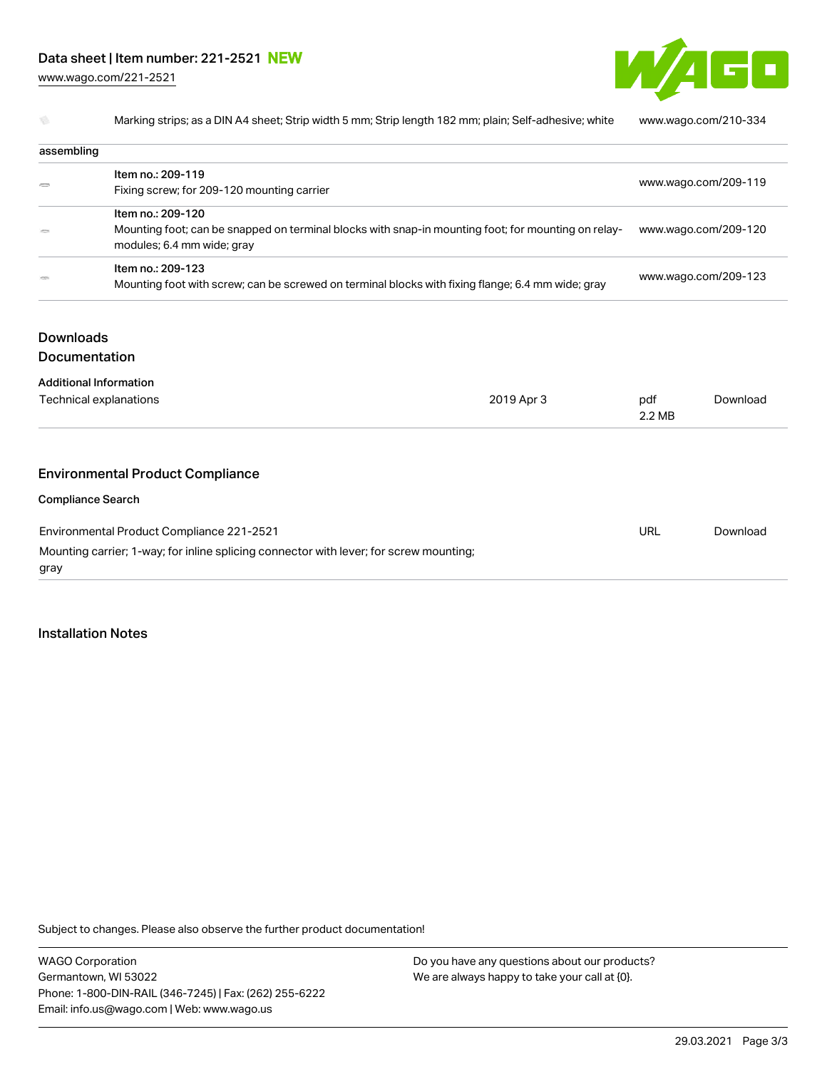| | | |
|---|---|---|
| | Marking strips; as a DIN A4 sheet; Strip width 5 mm; Strip length 182 mm; plain; Self-adhesive; white | www.wago.com/210-334 |
| **assembling** | | |
| | Item no.: 209-119<br>Fixing screw; for 209-120 mounting carrier | www.wago.com/209-119 |
| | Item no.: 209-120<br>Mounting foot; can be snapped on terminal blocks with snap-in mounting foot; for mounting on relay-modules; 6.4 mm wide; gray | www.wago.com/209-120 |
| | Item no.: 209-123<br>Mounting foot with screw; can be screwed on terminal blocks with fixing flange; 6.4 mm wide; gray | www.wago.com/209-123 |

## Downloads

### Documentation

**Additional Information**

| | | | |
|---|---|---|---|
| Technical explanations | 2019 Apr 3 | pdf<br>2.2 MB | Download |

## Environmental Product Compliance

**Compliance Search**

| | | |
|---|---|---|
| Environmental Product Compliance 221-2521<br>Mounting carrier; 1-way; for inline splicing connector with lever; for screw mounting; gray | URL | Download |

## Installation Notes

Subject to changes. Please also observe the further product documentation!

WAGO Corporation
Germantown, WI 53022
Phone: 1-800-DIN-RAIL (346-7245) | Fax: (262) 255-6222
Email: info.us@wago.com | Web: www.wago.us

Do you have any questions about our products?
We are always happy to take your call at {0}.